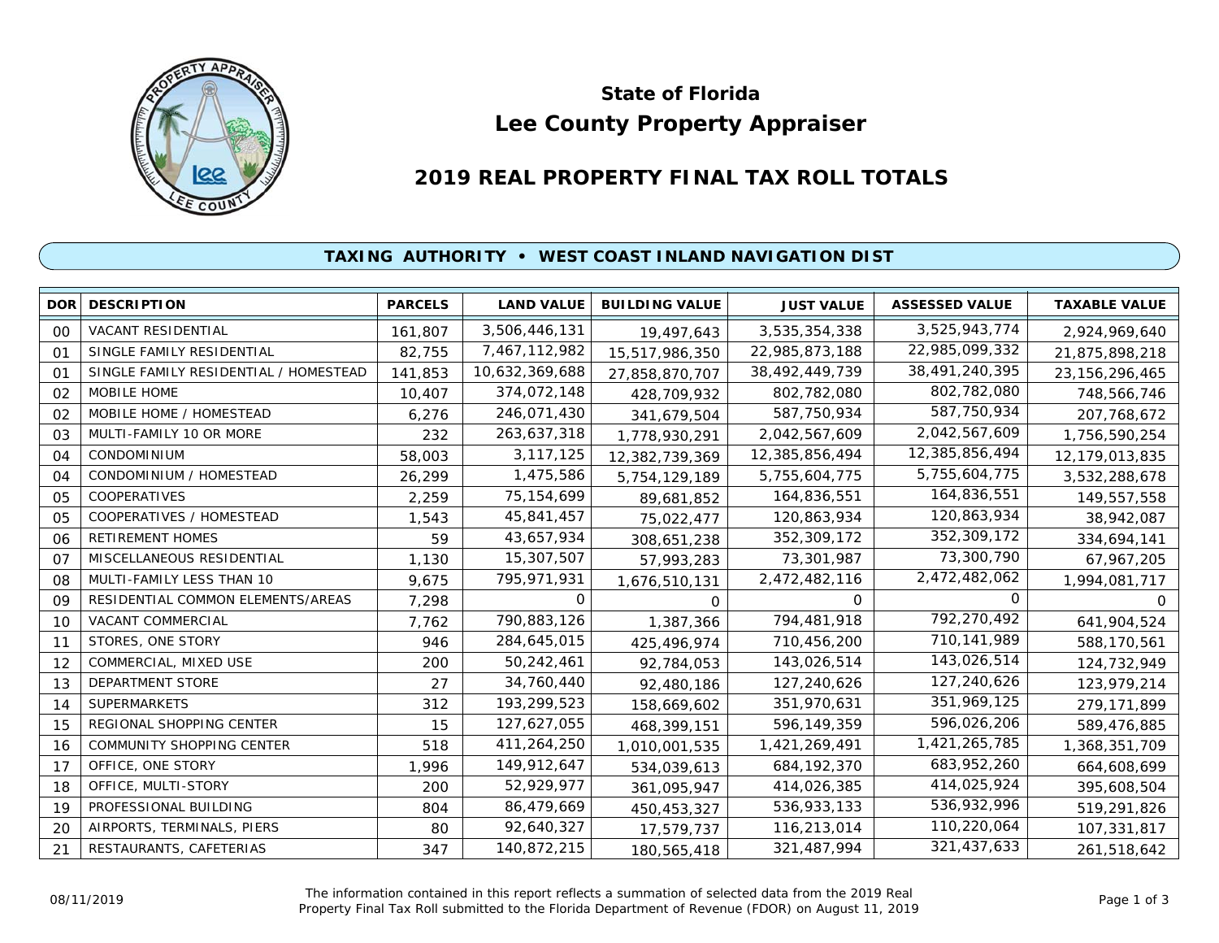# State of Florida
# Lee County Property Appraiser

## 2019 REAL PROPERTY FINAL TAX ROLL TOTALS

### TAXING AUTHORITY • WEST COAST INLAND NAVIGATION DIST

| DOR | DESCRIPTION | PARCELS | LAND VALUE | BUILDING VALUE | JUST VALUE | ASSESSED VALUE | TAXABLE VALUE |
|---|---|---|---|---|---|---|---|
| 00 | VACANT RESIDENTIAL | 161,807 | 3,506,446,131 | 19,497,643 | 3,535,354,338 | 3,525,943,774 | 2,924,969,640 |
| 01 | SINGLE FAMILY RESIDENTIAL | 82,755 | 7,467,112,982 | 15,517,986,350 | 22,985,873,188 | 22,985,099,332 | 21,875,898,218 |
| 01 | SINGLE FAMILY RESIDENTIAL / HOMESTEAD | 141,853 | 10,632,369,688 | 27,858,870,707 | 38,492,449,739 | 38,491,240,395 | 23,156,296,465 |
| 02 | MOBILE HOME | 10,407 | 374,072,148 | 428,709,932 | 802,782,080 | 802,782,080 | 748,566,746 |
| 02 | MOBILE HOME / HOMESTEAD | 6,276 | 246,071,430 | 341,679,504 | 587,750,934 | 587,750,934 | 207,768,672 |
| 03 | MULTI-FAMILY 10 OR MORE | 232 | 263,637,318 | 1,778,930,291 | 2,042,567,609 | 2,042,567,609 | 1,756,590,254 |
| 04 | CONDOMINIUM | 58,003 | 3,117,125 | 12,382,739,369 | 12,385,856,494 | 12,385,856,494 | 12,179,013,835 |
| 04 | CONDOMINIUM / HOMESTEAD | 26,299 | 1,475,586 | 5,754,129,189 | 5,755,604,775 | 5,755,604,775 | 3,532,288,678 |
| 05 | COOPERATIVES | 2,259 | 75,154,699 | 89,681,852 | 164,836,551 | 164,836,551 | 149,557,558 |
| 05 | COOPERATIVES / HOMESTEAD | 1,543 | 45,841,457 | 75,022,477 | 120,863,934 | 120,863,934 | 38,942,087 |
| 06 | RETIREMENT HOMES | 59 | 43,657,934 | 308,651,238 | 352,309,172 | 352,309,172 | 334,694,141 |
| 07 | MISCELLANEOUS RESIDENTIAL | 1,130 | 15,307,507 | 57,993,283 | 73,301,987 | 73,300,790 | 67,967,205 |
| 08 | MULTI-FAMILY LESS THAN 10 | 9,675 | 795,971,931 | 1,676,510,131 | 2,472,482,116 | 2,472,482,062 | 1,994,081,717 |
| 09 | RESIDENTIAL COMMON ELEMENTS/AREAS | 7,298 | 0 | 0 | 0 | 0 | 0 |
| 10 | VACANT COMMERCIAL | 7,762 | 790,883,126 | 1,387,366 | 794,481,918 | 792,270,492 | 641,904,524 |
| 11 | STORES, ONE STORY | 946 | 284,645,015 | 425,496,974 | 710,456,200 | 710,141,989 | 588,170,561 |
| 12 | COMMERCIAL, MIXED USE | 200 | 50,242,461 | 92,784,053 | 143,026,514 | 143,026,514 | 124,732,949 |
| 13 | DEPARTMENT STORE | 27 | 34,760,440 | 92,480,186 | 127,240,626 | 127,240,626 | 123,979,214 |
| 14 | SUPERMARKETS | 312 | 193,299,523 | 158,669,602 | 351,970,631 | 351,969,125 | 279,171,899 |
| 15 | REGIONAL SHOPPING CENTER | 15 | 127,627,055 | 468,399,151 | 596,149,359 | 596,026,206 | 589,476,885 |
| 16 | COMMUNITY SHOPPING CENTER | 518 | 411,264,250 | 1,010,001,535 | 1,421,269,491 | 1,421,265,785 | 1,368,351,709 |
| 17 | OFFICE, ONE STORY | 1,996 | 149,912,647 | 534,039,613 | 684,192,370 | 683,952,260 | 664,608,699 |
| 18 | OFFICE, MULTI-STORY | 200 | 52,929,977 | 361,095,947 | 414,026,385 | 414,025,924 | 395,608,504 |
| 19 | PROFESSIONAL BUILDING | 804 | 86,479,669 | 450,453,327 | 536,933,133 | 536,932,996 | 519,291,826 |
| 20 | AIRPORTS, TERMINALS, PIERS | 80 | 92,640,327 | 17,579,737 | 116,213,014 | 110,220,064 | 107,331,817 |
| 21 | RESTAURANTS, CAFETERIAS | 347 | 140,872,215 | 180,565,418 | 321,487,994 | 321,437,633 | 261,518,642 |

08/11/2019

The information contained in this report reflects a summation of selected data from the 2019 Real Property Final Tax Roll submitted to the Florida Department of Revenue (FDOR) on August 11, 2019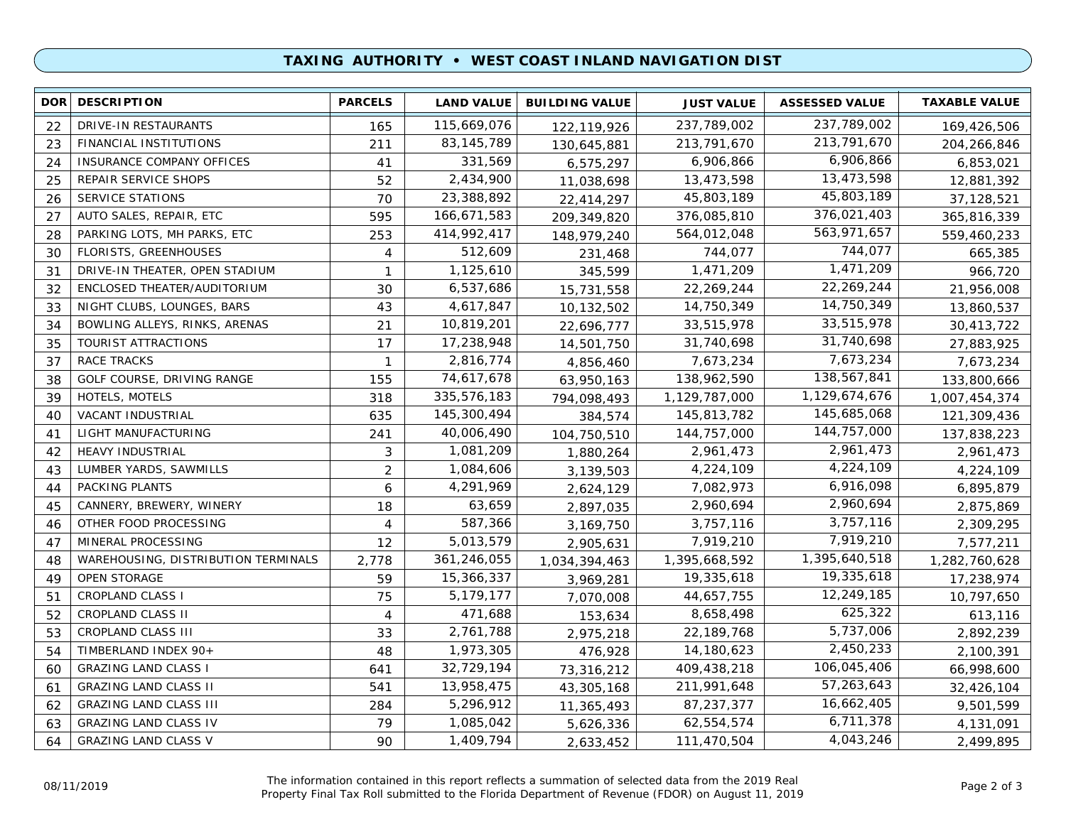## TAXING AUTHORITY • WEST COAST INLAND NAVIGATION DIST

| DOR | DESCRIPTION | PARCELS | LAND VALUE | BUILDING VALUE | JUST VALUE | ASSESSED VALUE | TAXABLE VALUE |
|---|---|---|---|---|---|---|---|
| 22 | DRIVE-IN RESTAURANTS | 165 | 115,669,076 | 122,119,926 | 237,789,002 | 237,789,002 | 169,426,506 |
| 23 | FINANCIAL INSTITUTIONS | 211 | 83,145,789 | 130,645,881 | 213,791,670 | 213,791,670 | 204,266,846 |
| 24 | INSURANCE COMPANY OFFICES | 41 | 331,569 | 6,575,297 | 6,906,866 | 6,906,866 | 6,853,021 |
| 25 | REPAIR SERVICE SHOPS | 52 | 2,434,900 | 11,038,698 | 13,473,598 | 13,473,598 | 12,881,392 |
| 26 | SERVICE STATIONS | 70 | 23,388,892 | 22,414,297 | 45,803,189 | 45,803,189 | 37,128,521 |
| 27 | AUTO SALES, REPAIR, ETC | 595 | 166,671,583 | 209,349,820 | 376,085,810 | 376,021,403 | 365,816,339 |
| 28 | PARKING LOTS, MH PARKS, ETC | 253 | 414,992,417 | 148,979,240 | 564,012,048 | 563,971,657 | 559,460,233 |
| 30 | FLORISTS, GREENHOUSES | 4 | 512,609 | 231,468 | 744,077 | 744,077 | 665,385 |
| 31 | DRIVE-IN THEATER, OPEN STADIUM | 1 | 1,125,610 | 345,599 | 1,471,209 | 1,471,209 | 966,720 |
| 32 | ENCLOSED THEATER/AUDITORIUM | 30 | 6,537,686 | 15,731,558 | 22,269,244 | 22,269,244 | 21,956,008 |
| 33 | NIGHT CLUBS, LOUNGES, BARS | 43 | 4,617,847 | 10,132,502 | 14,750,349 | 14,750,349 | 13,860,537 |
| 34 | BOWLING ALLEYS, RINKS, ARENAS | 21 | 10,819,201 | 22,696,777 | 33,515,978 | 33,515,978 | 30,413,722 |
| 35 | TOURIST ATTRACTIONS | 17 | 17,238,948 | 14,501,750 | 31,740,698 | 31,740,698 | 27,883,925 |
| 37 | RACE TRACKS | 1 | 2,816,774 | 4,856,460 | 7,673,234 | 7,673,234 | 7,673,234 |
| 38 | GOLF COURSE, DRIVING RANGE | 155 | 74,617,678 | 63,950,163 | 138,962,590 | 138,567,841 | 133,800,666 |
| 39 | HOTELS, MOTELS | 318 | 335,576,183 | 794,098,493 | 1,129,787,000 | 1,129,674,676 | 1,007,454,374 |
| 40 | VACANT INDUSTRIAL | 635 | 145,300,494 | 384,574 | 145,813,782 | 145,685,068 | 121,309,436 |
| 41 | LIGHT MANUFACTURING | 241 | 40,006,490 | 104,750,510 | 144,757,000 | 144,757,000 | 137,838,223 |
| 42 | HEAVY INDUSTRIAL | 3 | 1,081,209 | 1,880,264 | 2,961,473 | 2,961,473 | 2,961,473 |
| 43 | LUMBER YARDS, SAWMILLS | 2 | 1,084,606 | 3,139,503 | 4,224,109 | 4,224,109 | 4,224,109 |
| 44 | PACKING PLANTS | 6 | 4,291,969 | 2,624,129 | 7,082,973 | 6,916,098 | 6,895,879 |
| 45 | CANNERY, BREWERY, WINERY | 18 | 63,659 | 2,897,035 | 2,960,694 | 2,960,694 | 2,875,869 |
| 46 | OTHER FOOD PROCESSING | 4 | 587,366 | 3,169,750 | 3,757,116 | 3,757,116 | 2,309,295 |
| 47 | MINERAL PROCESSING | 12 | 5,013,579 | 2,905,631 | 7,919,210 | 7,919,210 | 7,577,211 |
| 48 | WAREHOUSING, DISTRIBUTION TERMINALS | 2,778 | 361,246,055 | 1,034,394,463 | 1,395,668,592 | 1,395,640,518 | 1,282,760,628 |
| 49 | OPEN STORAGE | 59 | 15,366,337 | 3,969,281 | 19,335,618 | 19,335,618 | 17,238,974 |
| 51 | CROPLAND CLASS I | 75 | 5,179,177 | 7,070,008 | 44,657,755 | 12,249,185 | 10,797,650 |
| 52 | CROPLAND CLASS II | 4 | 471,688 | 153,634 | 8,658,498 | 625,322 | 613,116 |
| 53 | CROPLAND CLASS III | 33 | 2,761,788 | 2,975,218 | 22,189,768 | 5,737,006 | 2,892,239 |
| 54 | TIMBERLAND INDEX 90+ | 48 | 1,973,305 | 476,928 | 14,180,623 | 2,450,233 | 2,100,391 |
| 60 | GRAZING LAND CLASS I | 641 | 32,729,194 | 73,316,212 | 409,438,218 | 106,045,406 | 66,998,600 |
| 61 | GRAZING LAND CLASS II | 541 | 13,958,475 | 43,305,168 | 211,991,648 | 57,263,643 | 32,426,104 |
| 62 | GRAZING LAND CLASS III | 284 | 5,296,912 | 11,365,493 | 87,237,377 | 16,662,405 | 9,501,599 |
| 63 | GRAZING LAND CLASS IV | 79 | 1,085,042 | 5,626,336 | 62,554,574 | 6,711,378 | 4,131,091 |
| 64 | GRAZING LAND CLASS V | 90 | 1,409,794 | 2,633,452 | 111,470,504 | 4,043,246 | 2,499,895 |

08/11/2019

The information contained in this report reflects a summation of selected data from the 2019 Real Property Final Tax Roll submitted to the Florida Department of Revenue (FDOR) on August 11, 2019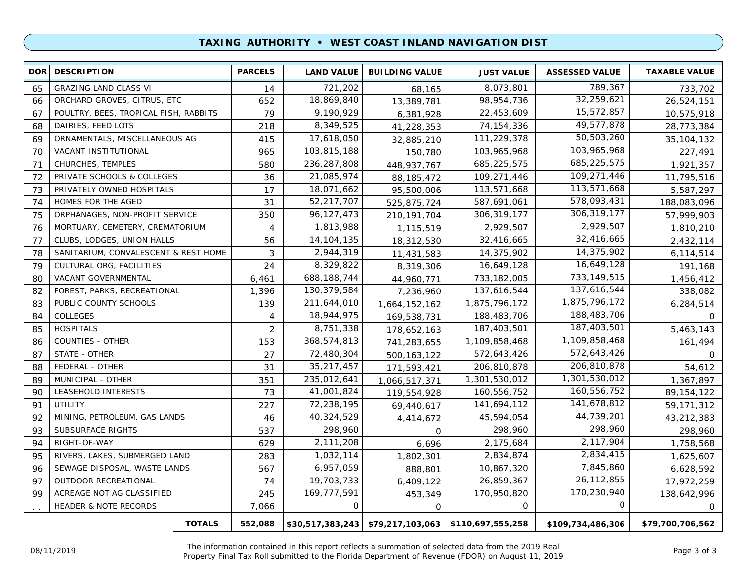## TAXING AUTHORITY • WEST COAST INLAND NAVIGATION DIST

| DOR | DESCRIPTION | PARCELS | LAND VALUE | BUILDING VALUE | JUST VALUE | ASSESSED VALUE | TAXABLE VALUE |
|---|---|---|---|---|---|---|---|
| 65 | GRAZING LAND CLASS VI | 14 | 721,202 | 68,165 | 8,073,801 | 789,367 | 733,702 |
| 66 | ORCHARD GROVES, CITRUS, ETC | 652 | 18,869,840 | 13,389,781 | 98,954,736 | 32,259,621 | 26,524,151 |
| 67 | POULTRY, BEES, TROPICAL FISH, RABBITS | 79 | 9,190,929 | 6,381,928 | 22,453,609 | 15,572,857 | 10,575,918 |
| 68 | DAIRIES, FEED LOTS | 218 | 8,349,525 | 41,228,353 | 74,154,336 | 49,577,878 | 28,773,384 |
| 69 | ORNAMENTALS, MISCELLANEOUS AG | 415 | 17,618,050 | 32,885,210 | 111,229,378 | 50,503,260 | 35,104,132 |
| 70 | VACANT INSTITUTIONAL | 965 | 103,815,188 | 150,780 | 103,965,968 | 103,965,968 | 227,491 |
| 71 | CHURCHES, TEMPLES | 580 | 236,287,808 | 448,937,767 | 685,225,575 | 685,225,575 | 1,921,357 |
| 72 | PRIVATE SCHOOLS & COLLEGES | 36 | 21,085,974 | 88,185,472 | 109,271,446 | 109,271,446 | 11,795,516 |
| 73 | PRIVATELY OWNED HOSPITALS | 17 | 18,071,662 | 95,500,006 | 113,571,668 | 113,571,668 | 5,587,297 |
| 74 | HOMES FOR THE AGED | 31 | 52,217,707 | 525,875,724 | 587,691,061 | 578,093,431 | 188,083,096 |
| 75 | ORPHANAGES, NON-PROFIT SERVICE | 350 | 96,127,473 | 210,191,704 | 306,319,177 | 306,319,177 | 57,999,903 |
| 76 | MORTUARY, CEMETERY, CREMATORIUM | 4 | 1,813,988 | 1,115,519 | 2,929,507 | 2,929,507 | 1,810,210 |
| 77 | CLUBS, LODGES, UNION HALLS | 56 | 14,104,135 | 18,312,530 | 32,416,665 | 32,416,665 | 2,432,114 |
| 78 | SANITARIUM, CONVALESCENT & REST HOME | 3 | 2,944,319 | 11,431,583 | 14,375,902 | 14,375,902 | 6,114,514 |
| 79 | CULTURAL ORG, FACILITIES | 24 | 8,329,822 | 8,319,306 | 16,649,128 | 16,649,128 | 191,168 |
| 80 | VACANT GOVERNMENTAL | 6,461 | 688,188,744 | 44,960,771 | 733,182,005 | 733,149,515 | 1,456,412 |
| 82 | FOREST, PARKS, RECREATIONAL | 1,396 | 130,379,584 | 7,236,960 | 137,616,544 | 137,616,544 | 338,082 |
| 83 | PUBLIC COUNTY SCHOOLS | 139 | 211,644,010 | 1,664,152,162 | 1,875,796,172 | 1,875,796,172 | 6,284,514 |
| 84 | COLLEGES | 4 | 18,944,975 | 169,538,731 | 188,483,706 | 188,483,706 | 0 |
| 85 | HOSPITALS | 2 | 8,751,338 | 178,652,163 | 187,403,501 | 187,403,501 | 5,463,143 |
| 86 | COUNTIES - OTHER | 153 | 368,574,813 | 741,283,655 | 1,109,858,468 | 1,109,858,468 | 161,494 |
| 87 | STATE - OTHER | 27 | 72,480,304 | 500,163,122 | 572,643,426 | 572,643,426 | 0 |
| 88 | FEDERAL - OTHER | 31 | 35,217,457 | 171,593,421 | 206,810,878 | 206,810,878 | 54,612 |
| 89 | MUNICIPAL - OTHER | 351 | 235,012,641 | 1,066,517,371 | 1,301,530,012 | 1,301,530,012 | 1,367,897 |
| 90 | LEASEHOLD INTERESTS | 73 | 41,001,824 | 119,554,928 | 160,556,752 | 160,556,752 | 89,154,122 |
| 91 | UTILITY | 227 | 72,238,195 | 69,440,617 | 141,694,112 | 141,678,812 | 59,171,312 |
| 92 | MINING, PETROLEUM, GAS LANDS | 46 | 40,324,529 | 4,414,672 | 45,594,054 | 44,739,201 | 43,212,383 |
| 93 | SUBSURFACE RIGHTS | 537 | 298,960 | 0 | 298,960 | 298,960 | 298,960 |
| 94 | RIGHT-OF-WAY | 629 | 2,111,208 | 6,696 | 2,175,684 | 2,117,904 | 1,758,568 |
| 95 | RIVERS, LAKES, SUBMERGED LAND | 283 | 1,032,114 | 1,802,301 | 2,834,874 | 2,834,415 | 1,625,607 |
| 96 | SEWAGE DISPOSAL, WASTE LANDS | 567 | 6,957,059 | 888,801 | 10,867,320 | 7,845,860 | 6,628,592 |
| 97 | OUTDOOR RECREATIONAL | 74 | 19,703,733 | 6,409,122 | 26,859,367 | 26,112,855 | 17,972,259 |
| 99 | ACREAGE NOT AG CLASSIFIED | 245 | 169,777,591 | 453,349 | 170,950,820 | 170,230,940 | 138,642,996 |
| . . | HEADER & NOTE RECORDS | 7,066 | 0 | 0 | 0 | 0 | 0 |
| | **TOTALS** | **552,088** | **$30,517,383,243** | **$79,217,103,063** | **$110,697,555,258** | **$109,734,486,306** | **$79,700,706,562** |

08/11/2019

The information contained in this report reflects a summation of selected data from the 2019 Real Property Final Tax Roll submitted to the Florida Department of Revenue (FDOR) on August 11, 2019